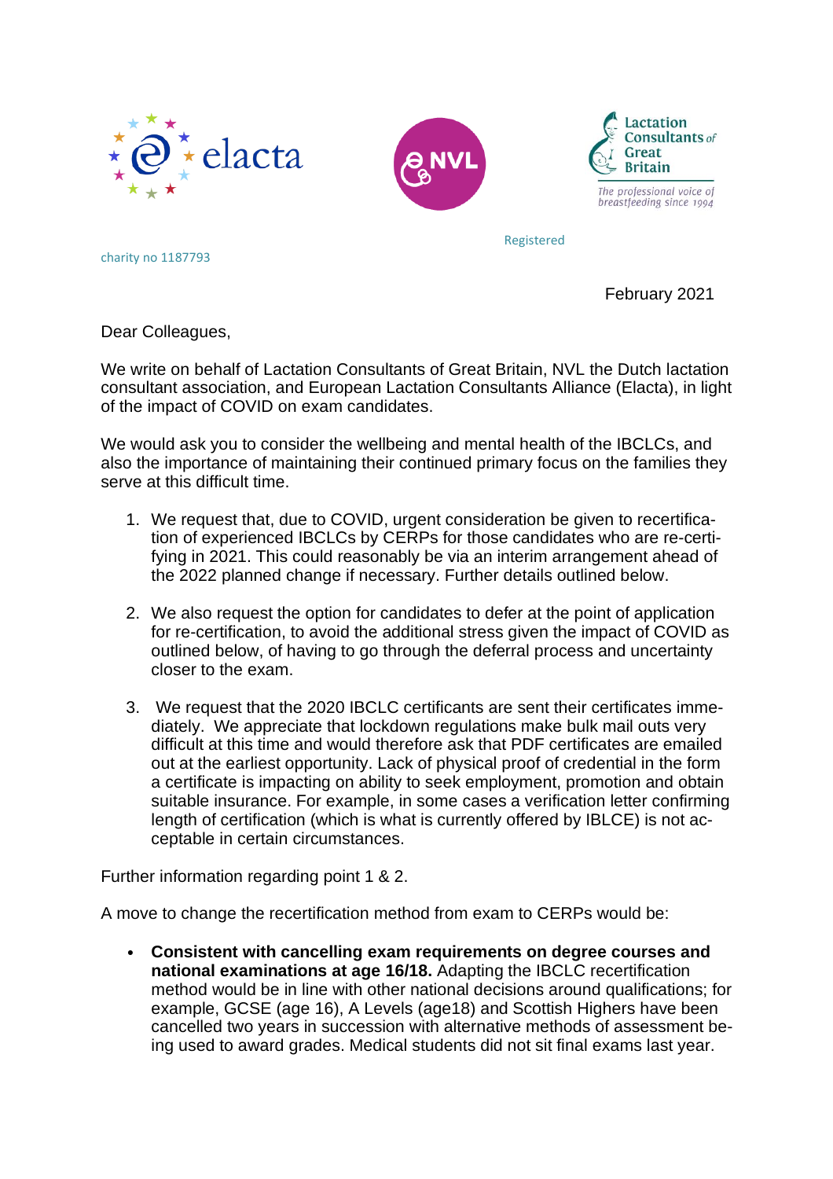elacta

NVL

Lactation Consultants of Great Britain

*The professional voice of breastfeeding since 1994*

Registered

charity no 1187793

February 2021

Dear Colleagues,

We write on behalf of Lactation Consultants of Great Britain, NVL the Dutch lactation consultant association, and European Lactation Consultants Alliance (Elacta), in light of the impact of COVID on exam candidates.

We would ask you to consider the wellbeing and mental health of the IBCLCs, and also the importance of maintaining their continued primary focus on the families they serve at this difficult time.

1. We request that, due to COVID, urgent consideration be given to recertification of experienced IBCLCs by CERPs for those candidates who are re-certifying in 2021. This could reasonably be via an interim arrangement ahead of the 2022 planned change if necessary. Further details outlined below.

2. We also request the option for candidates to defer at the point of application for re-certification, to avoid the additional stress given the impact of COVID as outlined below, of having to go through the deferral process and uncertainty closer to the exam.

3. We request that the 2020 IBCLC certificants are sent their certificates immediately. We appreciate that lockdown regulations make bulk mail outs very difficult at this time and would therefore ask that PDF certificates are emailed out at the earliest opportunity. Lack of physical proof of credential in the form a certificate is impacting on ability to seek employment, promotion and obtain suitable insurance. For example, in some cases a verification letter confirming length of certification (which is what is currently offered by IBLCE) is not acceptable in certain circumstances.

Further information regarding point 1 & 2.

A move to change the recertification method from exam to CERPs would be:

- **Consistent with cancelling exam requirements on degree courses and national examinations at age 16/18.** Adapting the IBCLC recertification method would be in line with other national decisions around qualifications; for example, GCSE (age 16), A Levels (age18) and Scottish Highers have been cancelled two years in succession with alternative methods of assessment being used to award grades. Medical students did not sit final exams last year.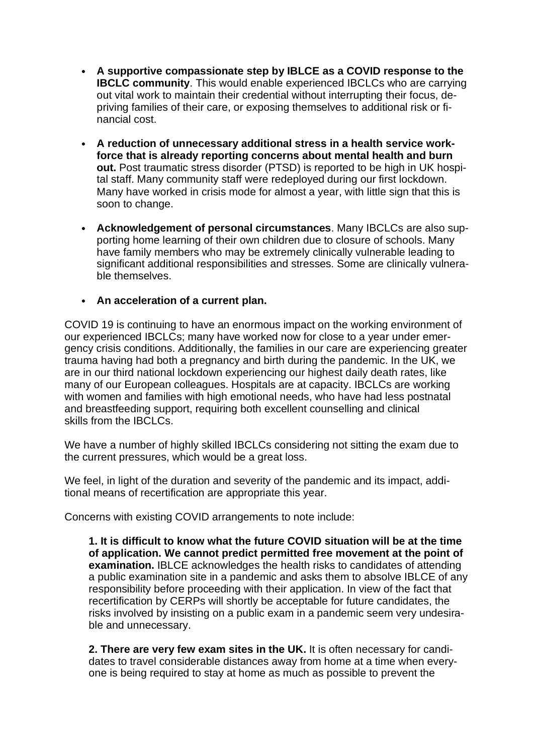- **A supportive compassionate step by IBLCE as a COVID response to the IBCLC community**. This would enable experienced IBCLCs who are carrying out vital work to maintain their credential without interrupting their focus, depriving families of their care, or exposing themselves to additional risk or financial cost.

- **A reduction of unnecessary additional stress in a health service workforce that is already reporting concerns about mental health and burn out.** Post traumatic stress disorder (PTSD) is reported to be high in UK hospital staff. Many community staff were redeployed during our first lockdown. Many have worked in crisis mode for almost a year, with little sign that this is soon to change.

- **Acknowledgement of personal circumstances**. Many IBCLCs are also supporting home learning of their own children due to closure of schools. Many have family members who may be extremely clinically vulnerable leading to significant additional responsibilities and stresses. Some are clinically vulnerable themselves.

- **An acceleration of a current plan.**

COVID 19 is continuing to have an enormous impact on the working environment of our experienced IBCLCs; many have worked now for close to a year under emergency crisis conditions. Additionally, the families in our care are experiencing greater trauma having had both a pregnancy and birth during the pandemic. In the UK, we are in our third national lockdown experiencing our highest daily death rates, like many of our European colleagues. Hospitals are at capacity. IBCLCs are working with women and families with high emotional needs, who have had less postnatal and breastfeeding support, requiring both excellent counselling and clinical skills from the IBCLCs.

We have a number of highly skilled IBCLCs considering not sitting the exam due to the current pressures, which would be a great loss.

We feel, in light of the duration and severity of the pandemic and its impact, additional means of recertification are appropriate this year.

Concerns with existing COVID arrangements to note include:

**1. It is difficult to know what the future COVID situation will be at the time of application. We cannot predict permitted free movement at the point of examination.** IBLCE acknowledges the health risks to candidates of attending a public examination site in a pandemic and asks them to absolve IBLCE of any responsibility before proceeding with their application. In view of the fact that recertification by CERPs will shortly be acceptable for future candidates, the risks involved by insisting on a public exam in a pandemic seem very undesirable and unnecessary.

**2. There are very few exam sites in the UK.** It is often necessary for candidates to travel considerable distances away from home at a time when everyone is being required to stay at home as much as possible to prevent the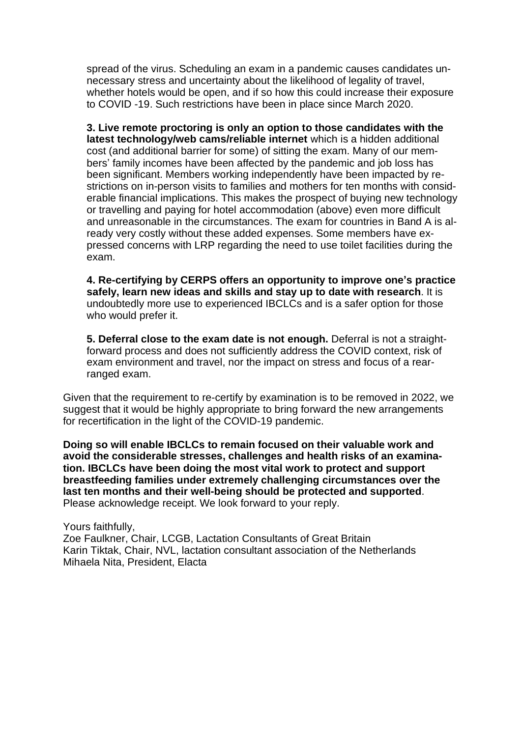spread of the virus. Scheduling an exam in a pandemic causes candidates unnecessary stress and uncertainty about the likelihood of legality of travel, whether hotels would be open, and if so how this could increase their exposure to COVID -19. Such restrictions have been in place since March 2020.

**3. Live remote proctoring is only an option to those candidates with the latest technology/web cams/reliable internet** which is a hidden additional cost (and additional barrier for some) of sitting the exam. Many of our members' family incomes have been affected by the pandemic and job loss has been significant. Members working independently have been impacted by restrictions on in-person visits to families and mothers for ten months with considerable financial implications. This makes the prospect of buying new technology or travelling and paying for hotel accommodation (above) even more difficult and unreasonable in the circumstances. The exam for countries in Band A is already very costly without these added expenses. Some members have expressed concerns with LRP regarding the need to use toilet facilities during the exam.

**4. Re-certifying by CERPS offers an opportunity to improve one's practice safely, learn new ideas and skills and stay up to date with research**. It is undoubtedly more use to experienced IBCLCs and is a safer option for those who would prefer it.

**5. Deferral close to the exam date is not enough.** Deferral is not a straightforward process and does not sufficiently address the COVID context, risk of exam environment and travel, nor the impact on stress and focus of a rearranged exam.

Given that the requirement to re-certify by examination is to be removed in 2022, we suggest that it would be highly appropriate to bring forward the new arrangements for recertification in the light of the COVID-19 pandemic.

**Doing so will enable IBCLCs to remain focused on their valuable work and avoid the considerable stresses, challenges and health risks of an examination. IBCLCs have been doing the most vital work to protect and support breastfeeding families under extremely challenging circumstances over the last ten months and their well-being should be protected and supported**. Please acknowledge receipt. We look forward to your reply.

Yours faithfully,
Zoe Faulkner, Chair, LCGB, Lactation Consultants of Great Britain
Karin Tiktak, Chair, NVL, lactation consultant association of the Netherlands
Mihaela Nita, President, Elacta